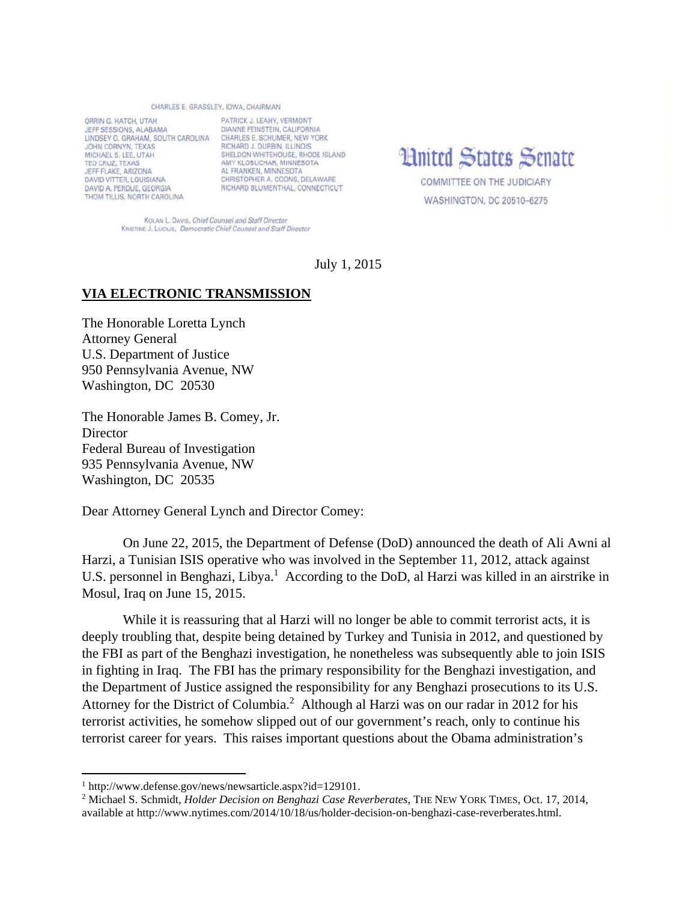CHARLES E. GRASSLEY, IOWA, CHAIRMAN

ORRIN G. HATCH, UTAH
JEFF SESSIONS, ALABAMA
LINDSEY O. GRAHAM, SOUTH CAROLINA
JOHN CORNYN, TEXAS
MICHAEL S. LEE, UTAH
TED CRUZ, TEXAS
JEFF FLAKE, ARIZONA
DAVID VITTER, LOUISIANA
DAVID A. PERDUE, GEORGIA
THOM TILLIS, NORTH CAROLINA

PATRICK J. LEAHY, VERMONT
DIANNE FEINSTEIN, CALIFORNIA
CHARLES E. SCHUMER, NEW YORK
RICHARD J. DURBIN, ILLINOIS
SHELDON WHITEHOUSE, RHODE ISLAND
AMY KLOBUCHAR, MINNESOTA
AL FRANKEN, MINNESOTA
CHRISTOPHER A. COONS, DELAWARE
RICHARD BLUMENTHAL, CONNECTICUT

KOLAN L. DAVIS, *Chief Counsel and Staff Director*
KRISTINE J. LUCIUS, *Democratic Chief Counsel and Staff Director*

# United States Senate

COMMITTEE ON THE JUDICIARY
WASHINGTON, DC 20510–6275

July 1, 2015

**VIA ELECTRONIC TRANSMISSION**

The Honorable Loretta Lynch
Attorney General
U.S. Department of Justice
950 Pennsylvania Avenue, NW
Washington, DC 20530

The Honorable James B. Comey, Jr.
Director
Federal Bureau of Investigation
935 Pennsylvania Avenue, NW
Washington, DC 20535

Dear Attorney General Lynch and Director Comey:

On June 22, 2015, the Department of Defense (DoD) announced the death of Ali Awni al Harzi, a Tunisian ISIS operative who was involved in the September 11, 2012, attack against U.S. personnel in Benghazi, Libya.[1] According to the DoD, al Harzi was killed in an airstrike in Mosul, Iraq on June 15, 2015.

While it is reassuring that al Harzi will no longer be able to commit terrorist acts, it is deeply troubling that, despite being detained by Turkey and Tunisia in 2012, and questioned by the FBI as part of the Benghazi investigation, he nonetheless was subsequently able to join ISIS in fighting in Iraq. The FBI has the primary responsibility for the Benghazi investigation, and the Department of Justice assigned the responsibility for any Benghazi prosecutions to its U.S. Attorney for the District of Columbia.[2] Although al Harzi was on our radar in 2012 for his terrorist activities, he somehow slipped out of our government's reach, only to continue his terrorist career for years. This raises important questions about the Obama administration's

---

[1] http://www.defense.gov/news/newsarticle.aspx?id=129101.

[2] Michael S. Schmidt, *Holder Decision on Benghazi Case Reverberates*, THE NEW YORK TIMES, Oct. 17, 2014, available at http://www.nytimes.com/2014/10/18/us/holder-decision-on-benghazi-case-reverberates.html.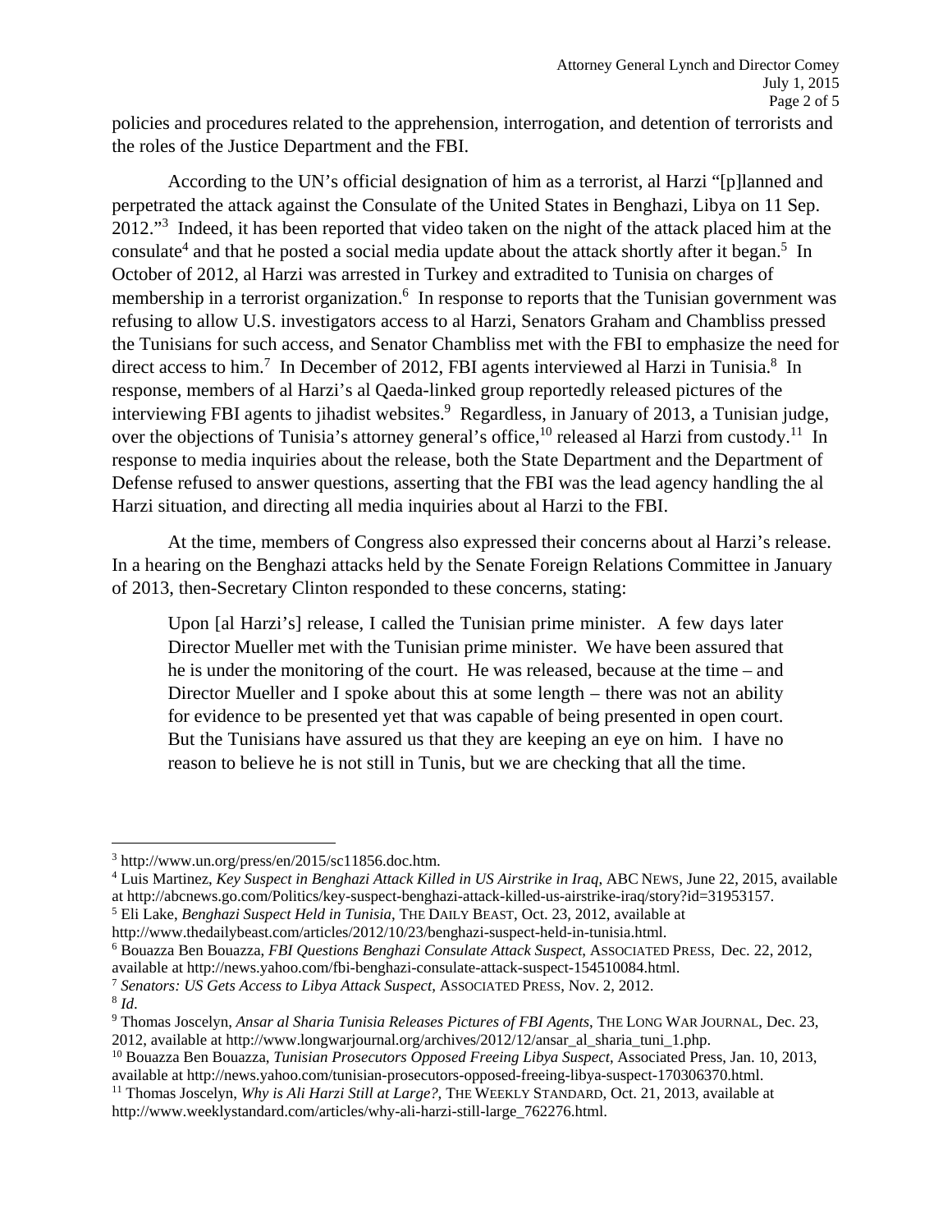policies and procedures related to the apprehension, interrogation, and detention of terrorists and the roles of the Justice Department and the FBI.

According to the UN's official designation of him as a terrorist, al Harzi "[p]lanned and perpetrated the attack against the Consulate of the United States in Benghazi, Libya on 11 Sep. 2012."[3] Indeed, it has been reported that video taken on the night of the attack placed him at the consulate[4] and that he posted a social media update about the attack shortly after it began.[5] In October of 2012, al Harzi was arrested in Turkey and extradited to Tunisia on charges of membership in a terrorist organization.[6] In response to reports that the Tunisian government was refusing to allow U.S. investigators access to al Harzi, Senators Graham and Chambliss pressed the Tunisians for such access, and Senator Chambliss met with the FBI to emphasize the need for direct access to him.[7] In December of 2012, FBI agents interviewed al Harzi in Tunisia.[8] In response, members of al Harzi's al Qaeda-linked group reportedly released pictures of the interviewing FBI agents to jihadist websites.[9] Regardless, in January of 2013, a Tunisian judge, over the objections of Tunisia's attorney general's office,[10] released al Harzi from custody.[11] In response to media inquiries about the release, both the State Department and the Department of Defense refused to answer questions, asserting that the FBI was the lead agency handling the al Harzi situation, and directing all media inquiries about al Harzi to the FBI.

At the time, members of Congress also expressed their concerns about al Harzi's release. In a hearing on the Benghazi attacks held by the Senate Foreign Relations Committee in January of 2013, then-Secretary Clinton responded to these concerns, stating:

> Upon [al Harzi's] release, I called the Tunisian prime minister. A few days later Director Mueller met with the Tunisian prime minister. We have been assured that he is under the monitoring of the court. He was released, because at the time – and Director Mueller and I spoke about this at some length – there was not an ability for evidence to be presented yet that was capable of being presented in open court. But the Tunisians have assured us that they are keeping an eye on him. I have no reason to believe he is not still in Tunis, but we are checking that all the time.

---

[3] http://www.un.org/press/en/2015/sc11856.doc.htm.

[4] Luis Martinez, *Key Suspect in Benghazi Attack Killed in US Airstrike in Iraq*, ABC NEWS, June 22, 2015, available at http://abcnews.go.com/Politics/key-suspect-benghazi-attack-killed-us-airstrike-iraq/story?id=31953157.

[5] Eli Lake, *Benghazi Suspect Held in Tunisia*, THE DAILY BEAST, Oct. 23, 2012, available at http://www.thedailybeast.com/articles/2012/10/23/benghazi-suspect-held-in-tunisia.html.

[6] Bouazza Ben Bouazza, *FBI Questions Benghazi Consulate Attack Suspect*, ASSOCIATED PRESS, Dec. 22, 2012, available at http://news.yahoo.com/fbi-benghazi-consulate-attack-suspect-154510084.html.

[7] *Senators: US Gets Access to Libya Attack Suspect*, ASSOCIATED PRESS, Nov. 2, 2012.

[8] *Id*.

[9] Thomas Joscelyn, *Ansar al Sharia Tunisia Releases Pictures of FBI Agents*, THE LONG WAR JOURNAL, Dec. 23, 2012, available at http://www.longwarjournal.org/archives/2012/12/ansar_al_sharia_tuni_1.php.

[10] Bouazza Ben Bouazza, *Tunisian Prosecutors Opposed Freeing Libya Suspect*, Associated Press, Jan. 10, 2013, available at http://news.yahoo.com/tunisian-prosecutors-opposed-freeing-libya-suspect-170306370.html.

[11] Thomas Joscelyn, *Why is Ali Harzi Still at Large?*, THE WEEKLY STANDARD, Oct. 21, 2013, available at http://www.weeklystandard.com/articles/why-ali-harzi-still-large_762276.html.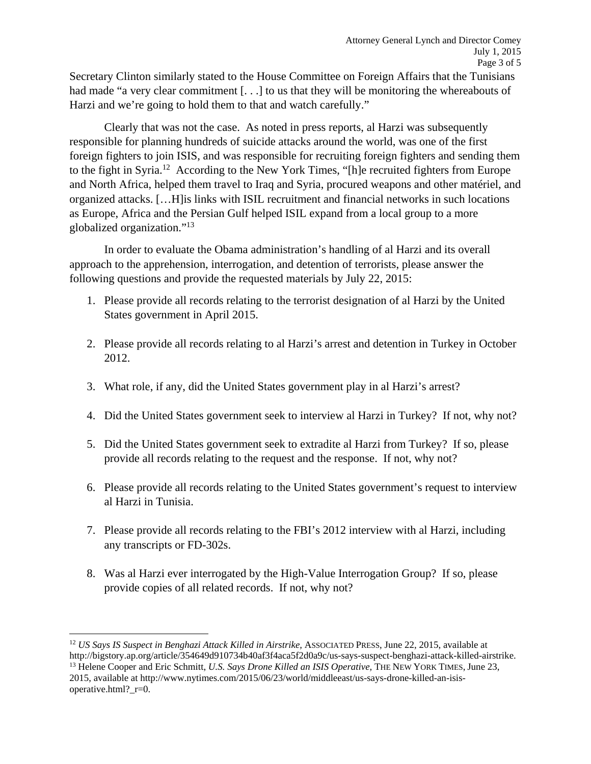Secretary Clinton similarly stated to the House Committee on Foreign Affairs that the Tunisians had made "a very clear commitment [. . .] to us that they will be monitoring the whereabouts of Harzi and we're going to hold them to that and watch carefully."

Clearly that was not the case. As noted in press reports, al Harzi was subsequently responsible for planning hundreds of suicide attacks around the world, was one of the first foreign fighters to join ISIS, and was responsible for recruiting foreign fighters and sending them to the fight in Syria.[12] According to the New York Times, "[h]e recruited fighters from Europe and North Africa, helped them travel to Iraq and Syria, procured weapons and other matériel, and organized attacks. […H]is links with ISIL recruitment and financial networks in such locations as Europe, Africa and the Persian Gulf helped ISIL expand from a local group to a more globalized organization."[13]

In order to evaluate the Obama administration's handling of al Harzi and its overall approach to the apprehension, interrogation, and detention of terrorists, please answer the following questions and provide the requested materials by July 22, 2015:

1. Please provide all records relating to the terrorist designation of al Harzi by the United States government in April 2015.

2. Please provide all records relating to al Harzi's arrest and detention in Turkey in October 2012.

3. What role, if any, did the United States government play in al Harzi's arrest?

4. Did the United States government seek to interview al Harzi in Turkey? If not, why not?

5. Did the United States government seek to extradite al Harzi from Turkey? If so, please provide all records relating to the request and the response. If not, why not?

6. Please provide all records relating to the United States government's request to interview al Harzi in Tunisia.

7. Please provide all records relating to the FBI's 2012 interview with al Harzi, including any transcripts or FD-302s.

8. Was al Harzi ever interrogated by the High-Value Interrogation Group? If so, please provide copies of all related records. If not, why not?

---

[12] *US Says IS Suspect in Benghazi Attack Killed in Airstrike*, ASSOCIATED PRESS, June 22, 2015, available at http://bigstory.ap.org/article/354649d910734b40af3f4aca5f2d0a9c/us-says-suspect-benghazi-attack-killed-airstrike.

[13] Helene Cooper and Eric Schmitt, *U.S. Says Drone Killed an ISIS Operative*, THE NEW YORK TIMES, June 23, 2015, available at http://www.nytimes.com/2015/06/23/world/middleeast/us-says-drone-killed-an-isis-operative.html?_r=0.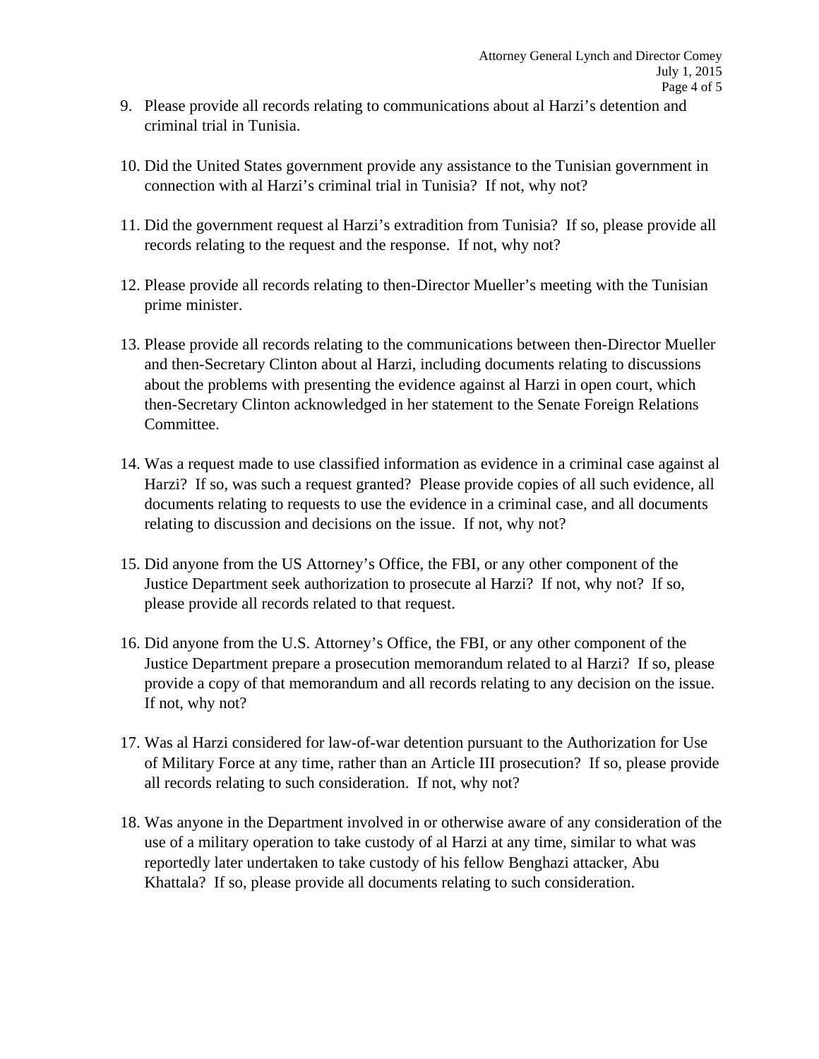9. Please provide all records relating to communications about al Harzi's detention and criminal trial in Tunisia.

10. Did the United States government provide any assistance to the Tunisian government in connection with al Harzi's criminal trial in Tunisia? If not, why not?

11. Did the government request al Harzi's extradition from Tunisia? If so, please provide all records relating to the request and the response. If not, why not?

12. Please provide all records relating to then-Director Mueller's meeting with the Tunisian prime minister.

13. Please provide all records relating to the communications between then-Director Mueller and then-Secretary Clinton about al Harzi, including documents relating to discussions about the problems with presenting the evidence against al Harzi in open court, which then-Secretary Clinton acknowledged in her statement to the Senate Foreign Relations Committee.

14. Was a request made to use classified information as evidence in a criminal case against al Harzi? If so, was such a request granted? Please provide copies of all such evidence, all documents relating to requests to use the evidence in a criminal case, and all documents relating to discussion and decisions on the issue. If not, why not?

15. Did anyone from the US Attorney's Office, the FBI, or any other component of the Justice Department seek authorization to prosecute al Harzi? If not, why not? If so, please provide all records related to that request.

16. Did anyone from the U.S. Attorney's Office, the FBI, or any other component of the Justice Department prepare a prosecution memorandum related to al Harzi? If so, please provide a copy of that memorandum and all records relating to any decision on the issue. If not, why not?

17. Was al Harzi considered for law-of-war detention pursuant to the Authorization for Use of Military Force at any time, rather than an Article III prosecution? If so, please provide all records relating to such consideration. If not, why not?

18. Was anyone in the Department involved in or otherwise aware of any consideration of the use of a military operation to take custody of al Harzi at any time, similar to what was reportedly later undertaken to take custody of his fellow Benghazi attacker, Abu Khattala? If so, please provide all documents relating to such consideration.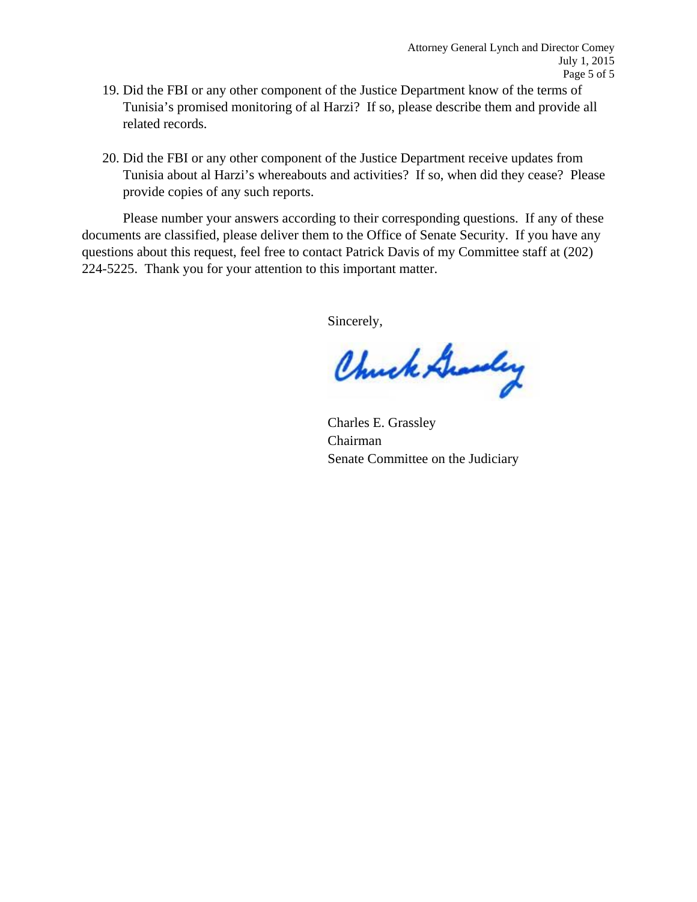19. Did the FBI or any other component of the Justice Department know of the terms of Tunisia's promised monitoring of al Harzi? If so, please describe them and provide all related records.

20. Did the FBI or any other component of the Justice Department receive updates from Tunisia about al Harzi's whereabouts and activities? If so, when did they cease? Please provide copies of any such reports.

Please number your answers according to their corresponding questions. If any of these documents are classified, please deliver them to the Office of Senate Security. If you have any questions about this request, feel free to contact Patrick Davis of my Committee staff at (202) 224-5225. Thank you for your attention to this important matter.

Sincerely,

Chuck Grassley

Charles E. Grassley
Chairman
Senate Committee on the Judiciary